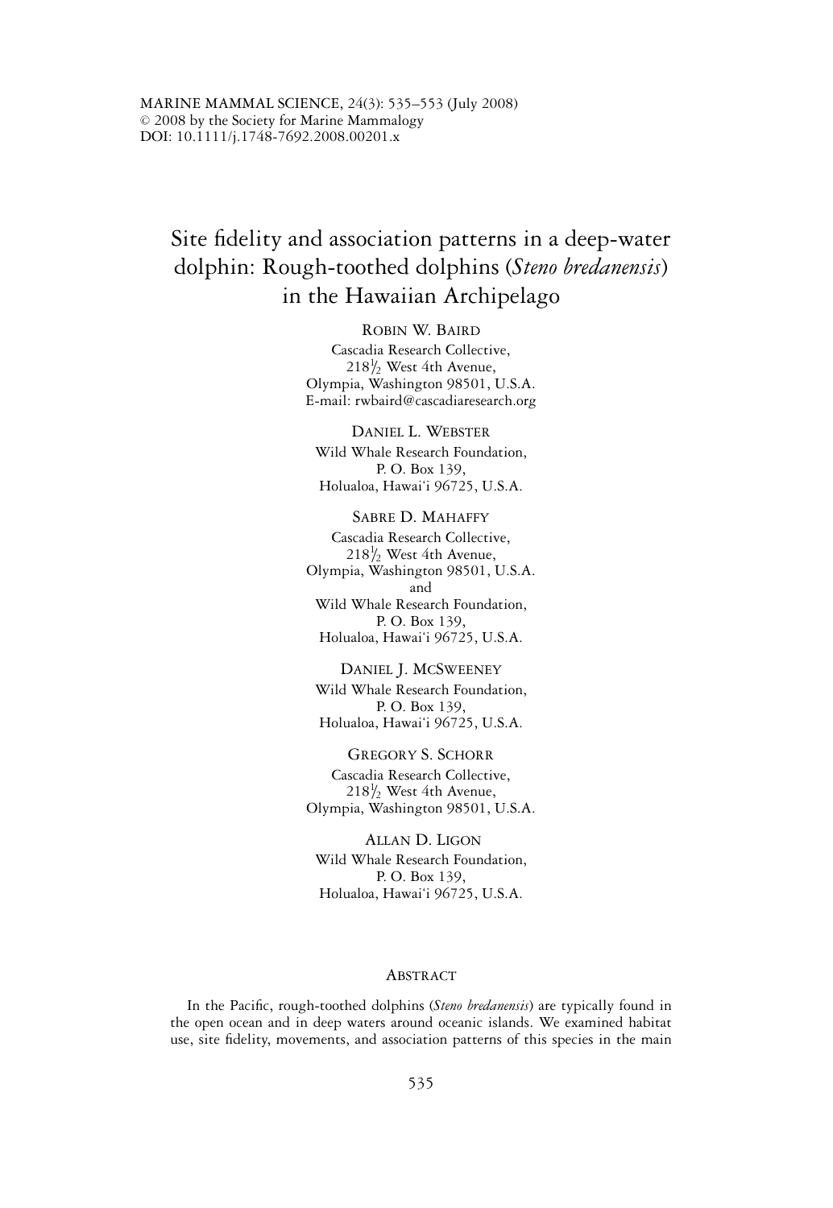MARINE MAMMAL SCIENCE, 24(3): 535–553 (July 2008)
© 2008 by the Society for Marine Mammalogy
DOI: 10.1111/j.1748-7692.2008.00201.x

# Site fidelity and association patterns in a deep-water dolphin: Rough-toothed dolphins (*Steno bredanensis*) in the Hawaiian Archipelago

ROBIN W. BAIRD
Cascadia Research Collective,
218½ West 4th Avenue,
Olympia, Washington 98501, U.S.A.
E-mail: rwbaird@cascadiaresearch.org

DANIEL L. WEBSTER
Wild Whale Research Foundation,
P. O. Box 139,
Holualoa, Hawai'i 96725, U.S.A.

SABRE D. MAHAFFY
Cascadia Research Collective,
218½ West 4th Avenue,
Olympia, Washington 98501, U.S.A.
and
Wild Whale Research Foundation,
P. O. Box 139,
Holualoa, Hawai'i 96725, U.S.A.

DANIEL J. MCSWEENEY
Wild Whale Research Foundation,
P. O. Box 139,
Holualoa, Hawai'i 96725, U.S.A.

GREGORY S. SCHORR
Cascadia Research Collective,
218½ West 4th Avenue,
Olympia, Washington 98501, U.S.A.

ALLAN D. LIGON
Wild Whale Research Foundation,
P. O. Box 139,
Holualoa, Hawai'i 96725, U.S.A.

## ABSTRACT

In the Pacific, rough-toothed dolphins (*Steno bredanensis*) are typically found in the open ocean and in deep waters around oceanic islands. We examined habitat use, site fidelity, movements, and association patterns of this species in the main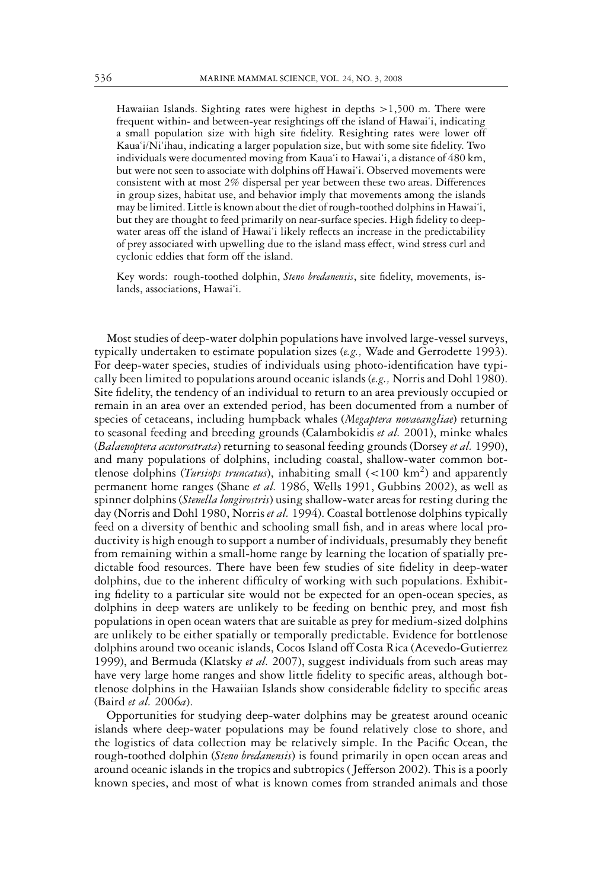Hawaiian Islands. Sighting rates were highest in depths >1,500 m. There were frequent within- and between-year resightings off the island of Hawai'i, indicating a small population size with high site fidelity. Resighting rates were lower off Kaua'i/Ni'ihau, indicating a larger population size, but with some site fidelity. Two individuals were documented moving from Kaua'i to Hawai'i, a distance of 480 km, but were not seen to associate with dolphins off Hawai'i. Observed movements were consistent with at most 2% dispersal per year between these two areas. Differences in group sizes, habitat use, and behavior imply that movements among the islands may be limited. Little is known about the diet of rough-toothed dolphins in Hawai'i, but they are thought to feed primarily on near-surface species. High fidelity to deep-water areas off the island of Hawai'i likely reflects an increase in the predictability of prey associated with upwelling due to the island mass effect, wind stress curl and cyclonic eddies that form off the island.

Key words: rough-toothed dolphin, *Steno bredanensis*, site fidelity, movements, islands, associations, Hawai'i.

Most studies of deep-water dolphin populations have involved large-vessel surveys, typically undertaken to estimate population sizes (*e.g.,* Wade and Gerrodette 1993). For deep-water species, studies of individuals using photo-identification have typically been limited to populations around oceanic islands (*e.g.,* Norris and Dohl 1980). Site fidelity, the tendency of an individual to return to an area previously occupied or remain in an area over an extended period, has been documented from a number of species of cetaceans, including humpback whales (*Megaptera novaeangliae*) returning to seasonal feeding and breeding grounds (Calambokidis *et al.* 2001), minke whales (*Balaenoptera acutorostrata*) returning to seasonal feeding grounds (Dorsey *et al.* 1990), and many populations of dolphins, including coastal, shallow-water common bottlenose dolphins (*Tursiops truncatus*), inhabiting small (<100 km$^2$) and apparently permanent home ranges (Shane *et al.* 1986, Wells 1991, Gubbins 2002), as well as spinner dolphins (*Stenella longirostris*) using shallow-water areas for resting during the day (Norris and Dohl 1980, Norris *et al.* 1994). Coastal bottlenose dolphins typically feed on a diversity of benthic and schooling small fish, and in areas where local productivity is high enough to support a number of individuals, presumably they benefit from remaining within a small-home range by learning the location of spatially predictable food resources. There have been few studies of site fidelity in deep-water dolphins, due to the inherent difficulty of working with such populations. Exhibiting fidelity to a particular site would not be expected for an open-ocean species, as dolphins in deep waters are unlikely to be feeding on benthic prey, and most fish populations in open ocean waters that are suitable as prey for medium-sized dolphins are unlikely to be either spatially or temporally predictable. Evidence for bottlenose dolphins around two oceanic islands, Cocos Island off Costa Rica (Acevedo-Gutierrez 1999), and Bermuda (Klatsky *et al.* 2007), suggest individuals from such areas may have very large home ranges and show little fidelity to specific areas, although bottlenose dolphins in the Hawaiian Islands show considerable fidelity to specific areas (Baird *et al.* 2006*a*).

Opportunities for studying deep-water dolphins may be greatest around oceanic islands where deep-water populations may be found relatively close to shore, and the logistics of data collection may be relatively simple. In the Pacific Ocean, the rough-toothed dolphin (*Steno bredanensis*) is found primarily in open ocean areas and around oceanic islands in the tropics and subtropics (Jefferson 2002). This is a poorly known species, and most of what is known comes from stranded animals and those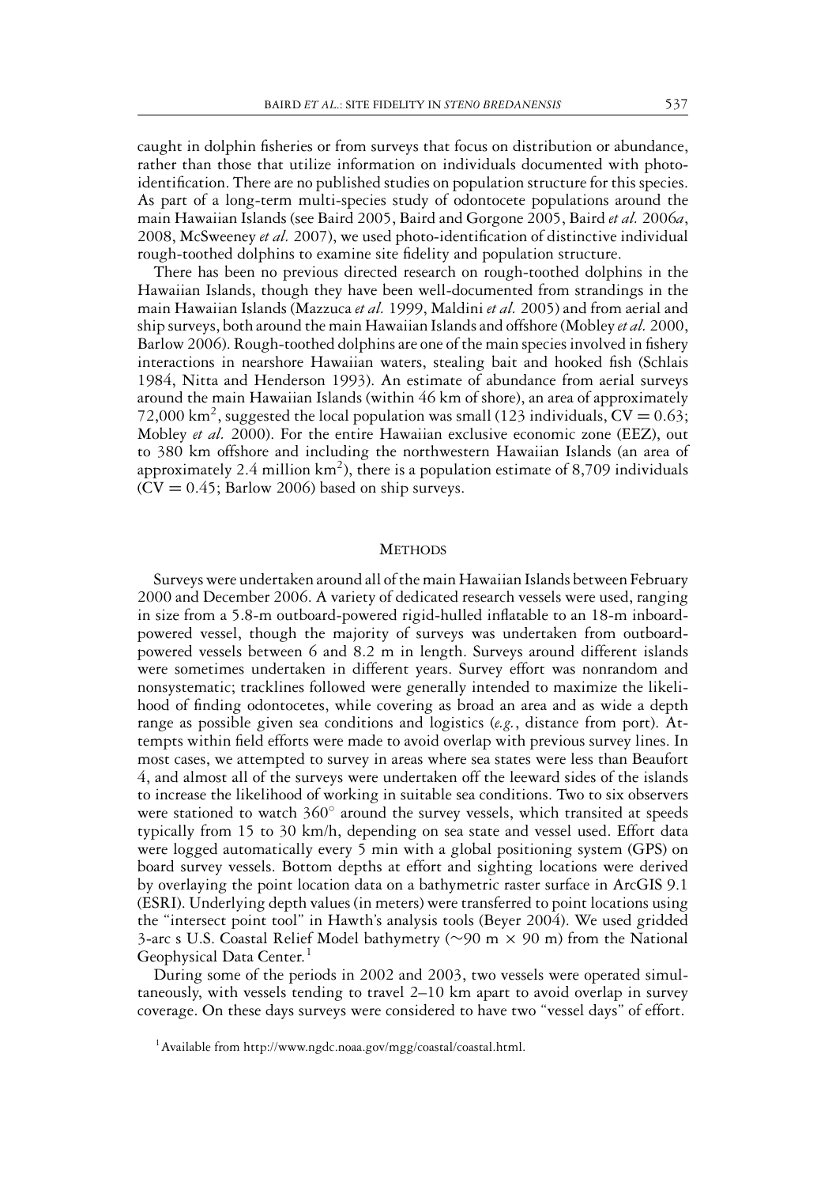caught in dolphin fisheries or from surveys that focus on distribution or abundance, rather than those that utilize information on individuals documented with photo-identification. There are no published studies on population structure for this species. As part of a long-term multi-species study of odontocete populations around the main Hawaiian Islands (see Baird 2005, Baird and Gorgone 2005, Baird *et al.* 2006*a*, 2008, McSweeney *et al.* 2007), we used photo-identification of distinctive individual rough-toothed dolphins to examine site fidelity and population structure.

There has been no previous directed research on rough-toothed dolphins in the Hawaiian Islands, though they have been well-documented from strandings in the main Hawaiian Islands (Mazzuca *et al.* 1999, Maldini *et al.* 2005) and from aerial and ship surveys, both around the main Hawaiian Islands and offshore (Mobley *et al.* 2000, Barlow 2006). Rough-toothed dolphins are one of the main species involved in fishery interactions in nearshore Hawaiian waters, stealing bait and hooked fish (Schlais 1984, Nitta and Henderson 1993). An estimate of abundance from aerial surveys around the main Hawaiian Islands (within 46 km of shore), an area of approximately 72,000 km$^2$, suggested the local population was small (123 individuals, $CV = 0.63$; Mobley *et al.* 2000). For the entire Hawaiian exclusive economic zone (EEZ), out to 380 km offshore and including the northwestern Hawaiian Islands (an area of approximately 2.4 million km$^2$), there is a population estimate of 8,709 individuals ($CV = 0.45$; Barlow 2006) based on ship surveys.

## METHODS

Surveys were undertaken around all of the main Hawaiian Islands between February 2000 and December 2006. A variety of dedicated research vessels were used, ranging in size from a 5.8-m outboard-powered rigid-hulled inflatable to an 18-m inboard-powered vessel, though the majority of surveys was undertaken from outboard-powered vessels between 6 and 8.2 m in length. Surveys around different islands were sometimes undertaken in different years. Survey effort was nonrandom and nonsystematic; tracklines followed were generally intended to maximize the likelihood of finding odontocetes, while covering as broad an area and as wide a depth range as possible given sea conditions and logistics (*e.g.*, distance from port). Attempts within field efforts were made to avoid overlap with previous survey lines. In most cases, we attempted to survey in areas where sea states were less than Beaufort 4, and almost all of the surveys were undertaken off the leeward sides of the islands to increase the likelihood of working in suitable sea conditions. Two to six observers were stationed to watch 360° around the survey vessels, which transited at speeds typically from 15 to 30 km/h, depending on sea state and vessel used. Effort data were logged automatically every 5 min with a global positioning system (GPS) on board survey vessels. Bottom depths at effort and sighting locations were derived by overlaying the point location data on a bathymetric raster surface in ArcGIS 9.1 (ESRI). Underlying depth values (in meters) were transferred to point locations using the "intersect point tool" in Hawth's analysis tools (Beyer 2004). We used gridded 3-arc s U.S. Coastal Relief Model bathymetry (~90 m × 90 m) from the National Geophysical Data Center.[1]

During some of the periods in 2002 and 2003, two vessels were operated simultaneously, with vessels tending to travel 2–10 km apart to avoid overlap in survey coverage. On these days surveys were considered to have two "vessel days" of effort.

[1] Available from http://www.ngdc.noaa.gov/mgg/coastal/coastal.html.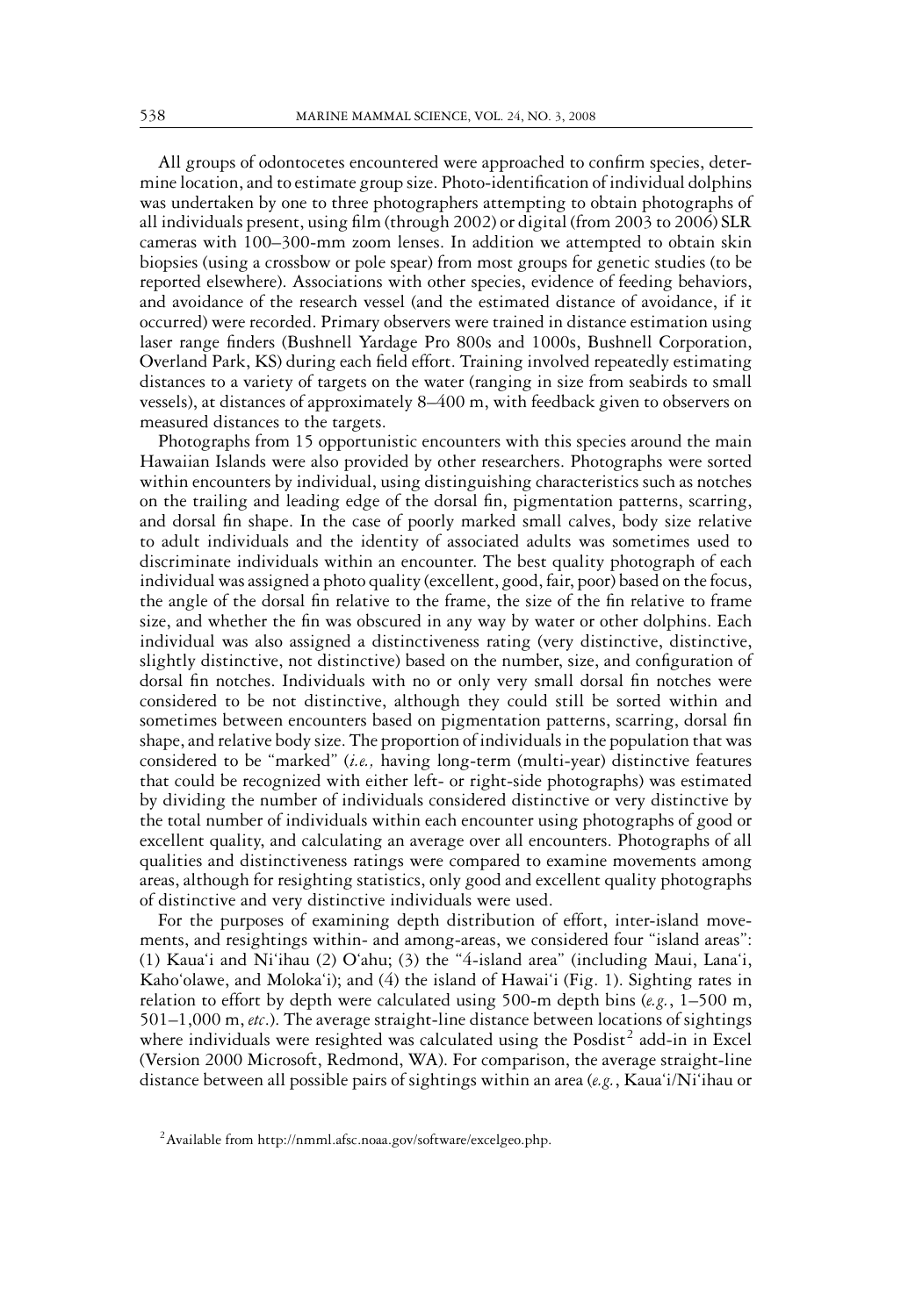All groups of odontocetes encountered were approached to confirm species, determine location, and to estimate group size. Photo-identification of individual dolphins was undertaken by one to three photographers attempting to obtain photographs of all individuals present, using film (through 2002) or digital (from 2003 to 2006) SLR cameras with 100–300-mm zoom lenses. In addition we attempted to obtain skin biopsies (using a crossbow or pole spear) from most groups for genetic studies (to be reported elsewhere). Associations with other species, evidence of feeding behaviors, and avoidance of the research vessel (and the estimated distance of avoidance, if it occurred) were recorded. Primary observers were trained in distance estimation using laser range finders (Bushnell Yardage Pro 800s and 1000s, Bushnell Corporation, Overland Park, KS) during each field effort. Training involved repeatedly estimating distances to a variety of targets on the water (ranging in size from seabirds to small vessels), at distances of approximately 8–400 m, with feedback given to observers on measured distances to the targets.

Photographs from 15 opportunistic encounters with this species around the main Hawaiian Islands were also provided by other researchers. Photographs were sorted within encounters by individual, using distinguishing characteristics such as notches on the trailing and leading edge of the dorsal fin, pigmentation patterns, scarring, and dorsal fin shape. In the case of poorly marked small calves, body size relative to adult individuals and the identity of associated adults was sometimes used to discriminate individuals within an encounter. The best quality photograph of each individual was assigned a photo quality (excellent, good, fair, poor) based on the focus, the angle of the dorsal fin relative to the frame, the size of the fin relative to frame size, and whether the fin was obscured in any way by water or other dolphins. Each individual was also assigned a distinctiveness rating (very distinctive, distinctive, slightly distinctive, not distinctive) based on the number, size, and configuration of dorsal fin notches. Individuals with no or only very small dorsal fin notches were considered to be not distinctive, although they could still be sorted within and sometimes between encounters based on pigmentation patterns, scarring, dorsal fin shape, and relative body size. The proportion of individuals in the population that was considered to be "marked" (*i.e.,* having long-term (multi-year) distinctive features that could be recognized with either left- or right-side photographs) was estimated by dividing the number of individuals considered distinctive or very distinctive by the total number of individuals within each encounter using photographs of good or excellent quality, and calculating an average over all encounters. Photographs of all qualities and distinctiveness ratings were compared to examine movements among areas, although for resighting statistics, only good and excellent quality photographs of distinctive and very distinctive individuals were used.

For the purposes of examining depth distribution of effort, inter-island movements, and resightings within- and among-areas, we considered four "island areas": (1) Kaua'i and Ni'ihau (2) O'ahu; (3) the "4-island area" (including Maui, Lana'i, Kaho'olawe, and Moloka'i); and (4) the island of Hawai'i (Fig. 1). Sighting rates in relation to effort by depth were calculated using 500-m depth bins (*e.g.*, 1–500 m, 501–1,000 m, *etc*.). The average straight-line distance between locations of sightings where individuals were resighted was calculated using the Posdist[2] add-in in Excel (Version 2000 Microsoft, Redmond, WA). For comparison, the average straight-line distance between all possible pairs of sightings within an area (*e.g.*, Kaua'i/Ni'ihau or

[2]Available from http://nmml.afsc.noaa.gov/software/excelgeo.php.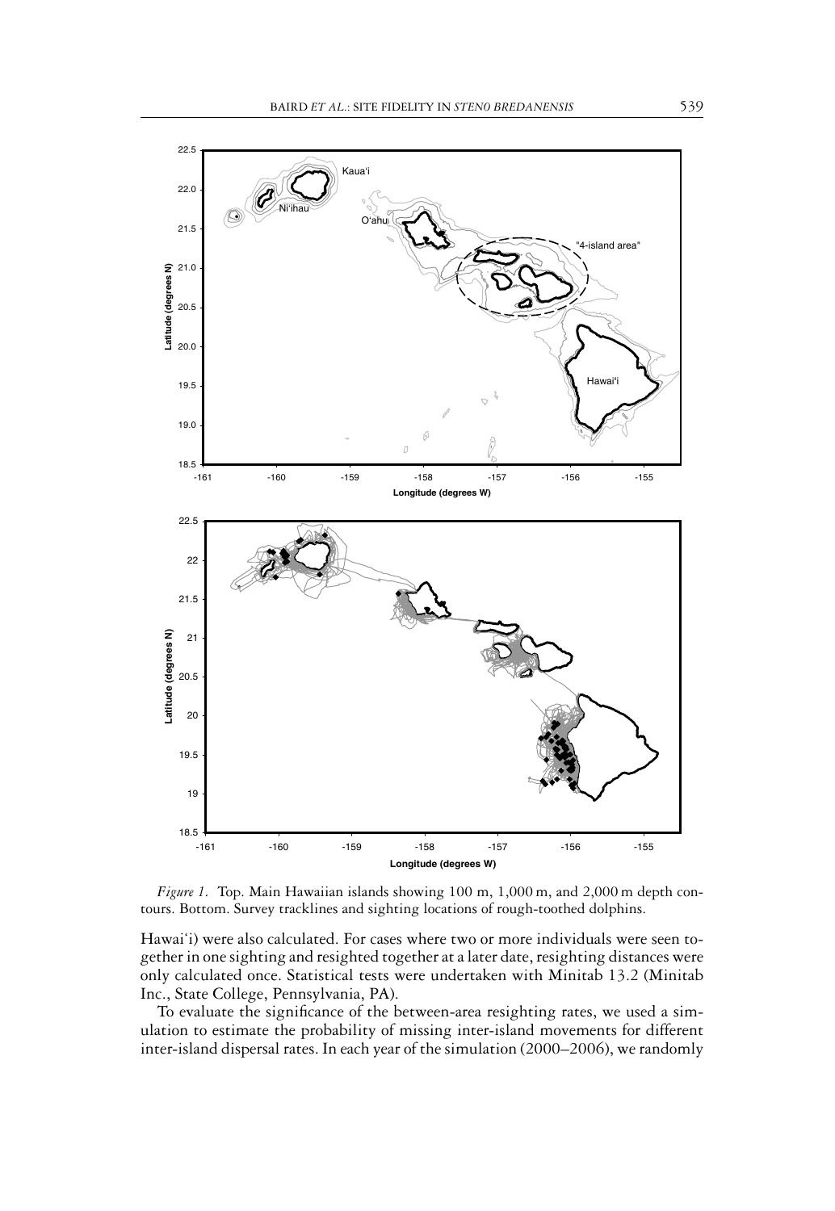*Figure 1.* Top. Main Hawaiian islands showing 100 m, 1,000 m, and 2,000 m depth contours. Bottom. Survey tracklines and sighting locations of rough-toothed dolphins.

Hawai'i) were also calculated. For cases where two or more individuals were seen together in one sighting and resighted together at a later date, resighting distances were only calculated once. Statistical tests were undertaken with Minitab 13.2 (Minitab Inc., State College, Pennsylvania, PA).

To evaluate the significance of the between-area resighting rates, we used a simulation to estimate the probability of missing inter-island movements for different inter-island dispersal rates. In each year of the simulation (2000–2006), we randomly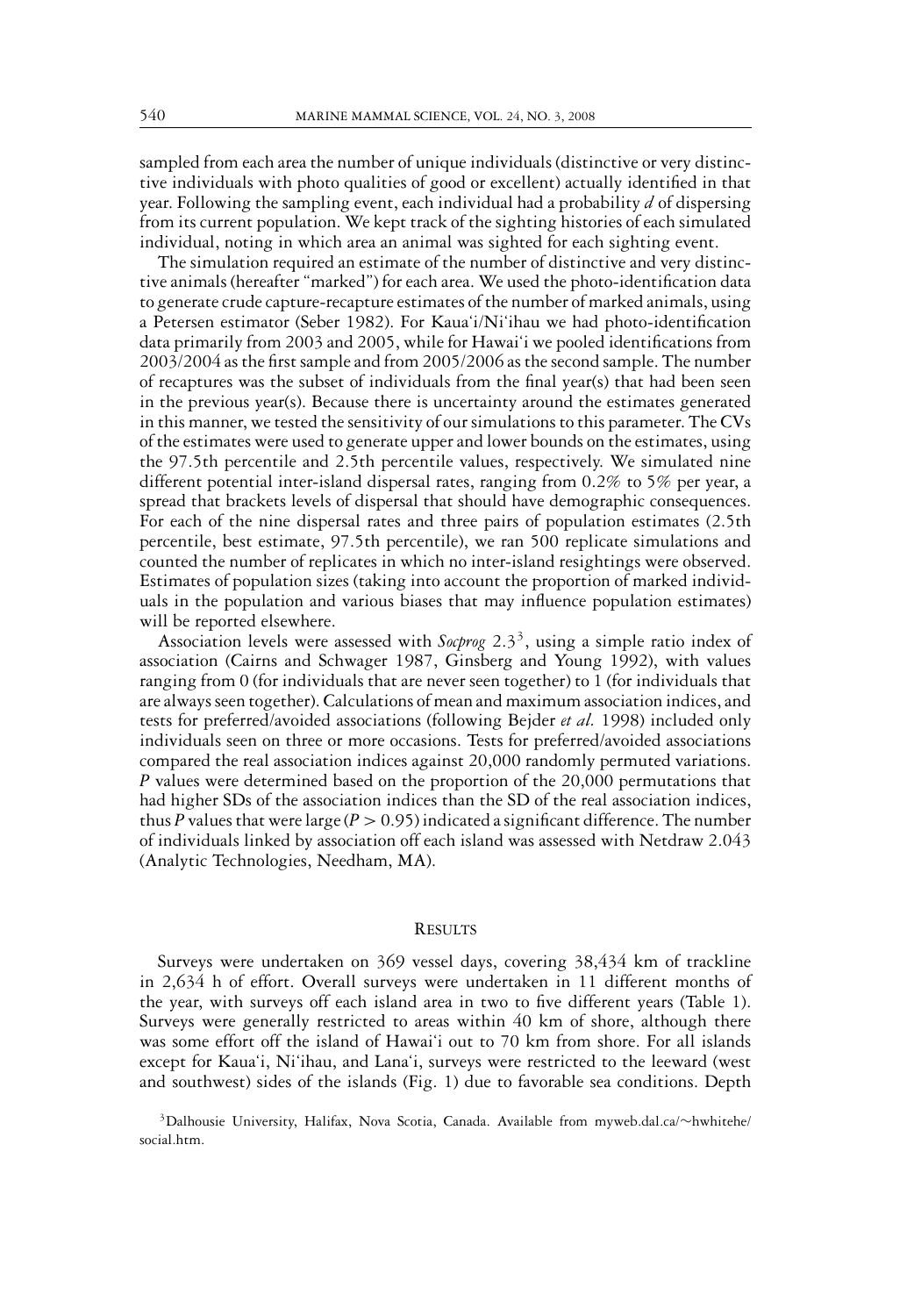sampled from each area the number of unique individuals (distinctive or very distinctive individuals with photo qualities of good or excellent) actually identified in that year. Following the sampling event, each individual had a probability $d$ of dispersing from its current population. We kept track of the sighting histories of each simulated individual, noting in which area an animal was sighted for each sighting event.

The simulation required an estimate of the number of distinctive and very distinctive animals (hereafter "marked") for each area. We used the photo-identification data to generate crude capture-recapture estimates of the number of marked animals, using a Petersen estimator (Seber 1982). For Kaua'i/Ni'ihau we had photo-identification data primarily from 2003 and 2005, while for Hawai'i we pooled identifications from 2003/2004 as the first sample and from 2005/2006 as the second sample. The number of recaptures was the subset of individuals from the final year(s) that had been seen in the previous year(s). Because there is uncertainty around the estimates generated in this manner, we tested the sensitivity of our simulations to this parameter. The CVs of the estimates were used to generate upper and lower bounds on the estimates, using the 97.5th percentile and 2.5th percentile values, respectively. We simulated nine different potential inter-island dispersal rates, ranging from 0.2% to 5% per year, a spread that brackets levels of dispersal that should have demographic consequences. For each of the nine dispersal rates and three pairs of population estimates (2.5th percentile, best estimate, 97.5th percentile), we ran 500 replicate simulations and counted the number of replicates in which no inter-island resightings were observed. Estimates of population sizes (taking into account the proportion of marked individuals in the population and various biases that may influence population estimates) will be reported elsewhere.

Association levels were assessed with *Socprog* 2.3[3], using a simple ratio index of association (Cairns and Schwager 1987, Ginsberg and Young 1992), with values ranging from 0 (for individuals that are never seen together) to 1 (for individuals that are always seen together). Calculations of mean and maximum association indices, and tests for preferred/avoided associations (following Bejder *et al.* 1998) included only individuals seen on three or more occasions. Tests for preferred/avoided associations compared the real association indices against 20,000 randomly permuted variations. $P$ values were determined based on the proportion of the 20,000 permutations that had higher SDs of the association indices than the SD of the real association indices, thus $P$ values that were large ($P > 0.95$) indicated a significant difference. The number of individuals linked by association off each island was assessed with Netdraw 2.043 (Analytic Technologies, Needham, MA).

## Results

Surveys were undertaken on 369 vessel days, covering 38,434 km of trackline in 2,634 h of effort. Overall surveys were undertaken in 11 different months of the year, with surveys off each island area in two to five different years (Table 1). Surveys were generally restricted to areas within 40 km of shore, although there was some effort off the island of Hawai'i out to 70 km from shore. For all islands except for Kaua'i, Ni'ihau, and Lana'i, surveys were restricted to the leeward (west and southwest) sides of the islands (Fig. 1) due to favorable sea conditions. Depth

[3]Dalhousie University, Halifax, Nova Scotia, Canada. Available from myweb.dal.ca/~hwhitehe/social.htm.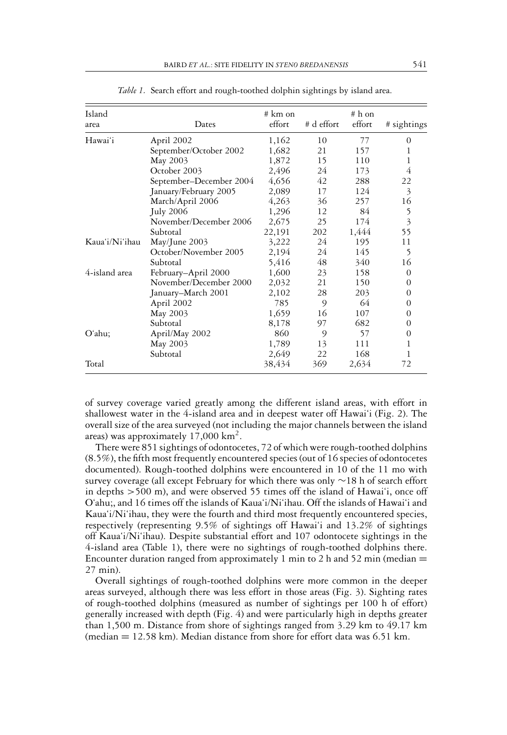*Table 1.* Search effort and rough-toothed dolphin sightings by island area.

| Island area | Dates | # km on effort | # d effort | # h on effort | # sightings |
|---|---|---|---|---|---|
| Hawai'i | April 2002 | 1,162 | 10 | 77 | 0 |
| | September/October 2002 | 1,682 | 21 | 157 | 1 |
| | May 2003 | 1,872 | 15 | 110 | 1 |
| | October 2003 | 2,496 | 24 | 173 | 4 |
| | September–December 2004 | 4,656 | 42 | 288 | 22 |
| | January/February 2005 | 2,089 | 17 | 124 | 3 |
| | March/April 2006 | 4,263 | 36 | 257 | 16 |
| | July 2006 | 1,296 | 12 | 84 | 5 |
| | November/December 2006 | 2,675 | 25 | 174 | 3 |
| | Subtotal | 22,191 | 202 | 1,444 | 55 |
| Kaua'i/Ni'ihau | May/June 2003 | 3,222 | 24 | 195 | 11 |
| | October/November 2005 | 2,194 | 24 | 145 | 5 |
| | Subtotal | 5,416 | 48 | 340 | 16 |
| 4-island area | February–April 2000 | 1,600 | 23 | 158 | 0 |
| | November/December 2000 | 2,032 | 21 | 150 | 0 |
| | January–March 2001 | 2,102 | 28 | 203 | 0 |
| | April 2002 | 785 | 9 | 64 | 0 |
| | May 2003 | 1,659 | 16 | 107 | 0 |
| | Subtotal | 8,178 | 97 | 682 | 0 |
| O'ahu; | April/May 2002 | 860 | 9 | 57 | 0 |
| | May 2003 | 1,789 | 13 | 111 | 1 |
| | Subtotal | 2,649 | 22 | 168 | 1 |
| Total | | 38,434 | 369 | 2,634 | 72 |

of survey coverage varied greatly among the different island areas, with effort in shallowest water in the 4-island area and in deepest water off Hawai'i (Fig. 2). The overall size of the area surveyed (not including the major channels between the island areas) was approximately 17,000 km$^2$.

There were 851 sightings of odontocetes, 72 of which were rough-toothed dolphins (8.5%), the fifth most frequently encountered species (out of 16 species of odontocetes documented). Rough-toothed dolphins were encountered in 10 of the 11 mo with survey coverage (all except February for which there was only ~18 h of search effort in depths >500 m), and were observed 55 times off the island of Hawai'i, once off O'ahu;, and 16 times off the islands of Kaua'i/Ni'ihau. Off the islands of Hawai'i and Kaua'i/Ni'ihau, they were the fourth and third most frequently encountered species, respectively (representing 9.5% of sightings off Hawai'i and 13.2% of sightings off Kaua'i/Ni'ihau). Despite substantial effort and 107 odontocete sightings in the 4-island area (Table 1), there were no sightings of rough-toothed dolphins there. Encounter duration ranged from approximately 1 min to 2 h and 52 min (median = 27 min).

Overall sightings of rough-toothed dolphins were more common in the deeper areas surveyed, although there was less effort in those areas (Fig. 3). Sighting rates of rough-toothed dolphins (measured as number of sightings per 100 h of effort) generally increased with depth (Fig. 4) and were particularly high in depths greater than 1,500 m. Distance from shore of sightings ranged from 3.29 km to 49.17 km (median = 12.58 km). Median distance from shore for effort data was 6.51 km.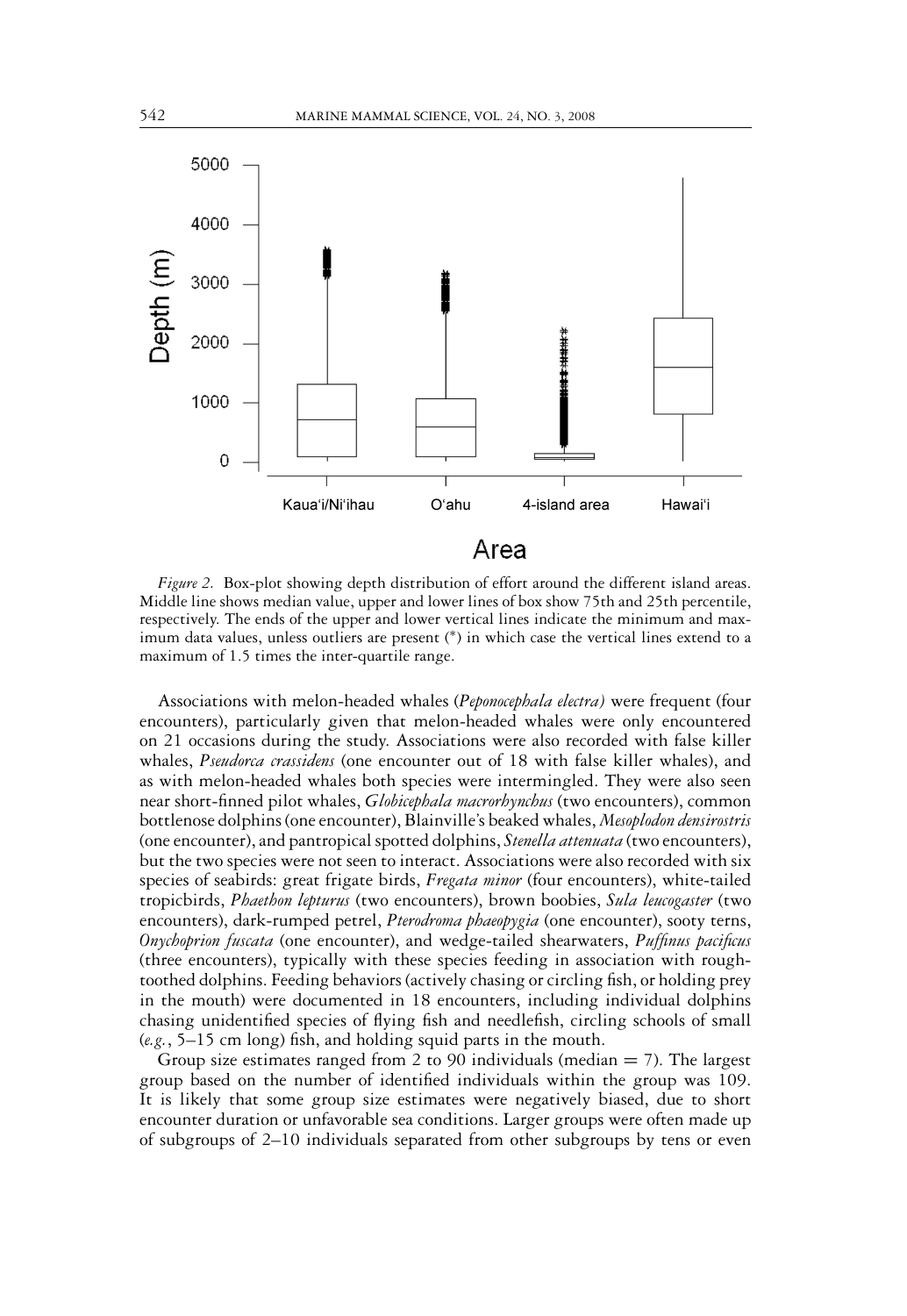*Figure 2.* Box-plot showing depth distribution of effort around the different island areas. Middle line shows median value, upper and lower lines of box show 75th and 25th percentile, respectively. The ends of the upper and lower vertical lines indicate the minimum and maximum data values, unless outliers are present (*) in which case the vertical lines extend to a maximum of 1.5 times the inter-quartile range.

Associations with melon-headed whales (*Peponocephala electra)* were frequent (four encounters), particularly given that melon-headed whales were only encountered on 21 occasions during the study. Associations were also recorded with false killer whales, *Pseudorca crassidens* (one encounter out of 18 with false killer whales), and as with melon-headed whales both species were intermingled. They were also seen near short-finned pilot whales, *Globicephala macrorhynchus* (two encounters), common bottlenose dolphins (one encounter), Blainville's beaked whales, *Mesoplodon densirostris* (one encounter), and pantropical spotted dolphins, *Stenella attenuata* (two encounters), but the two species were not seen to interact. Associations were also recorded with six species of seabirds: great frigate birds, *Fregata minor* (four encounters), white-tailed tropicbirds, *Phaethon lepturus* (two encounters), brown boobies, *Sula leucogaster* (two encounters), dark-rumped petrel, *Pterodroma phaeopygia* (one encounter), sooty terns, *Onychoprion fuscata* (one encounter), and wedge-tailed shearwaters, *Puffinus pacificus* (three encounters), typically with these species feeding in association with rough-toothed dolphins. Feeding behaviors (actively chasing or circling fish, or holding prey in the mouth) were documented in 18 encounters, including individual dolphins chasing unidentified species of flying fish and needlefish, circling schools of small (*e.g.*, 5–15 cm long) fish, and holding squid parts in the mouth.

Group size estimates ranged from 2 to 90 individuals (median = 7). The largest group based on the number of identified individuals within the group was 109. It is likely that some group size estimates were negatively biased, due to short encounter duration or unfavorable sea conditions. Larger groups were often made up of subgroups of 2–10 individuals separated from other subgroups by tens or even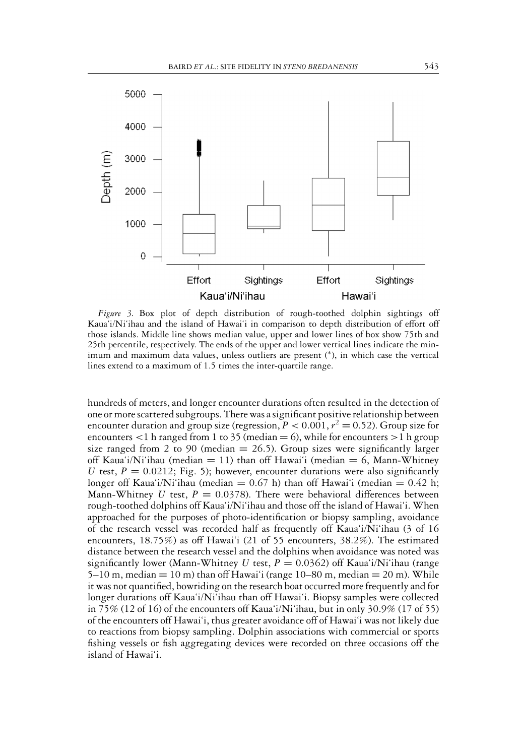*Figure 3.* Box plot of depth distribution of rough-toothed dolphin sightings off Kaua'i/Ni'ihau and the island of Hawai'i in comparison to depth distribution of effort off those islands. Middle line shows median value, upper and lower lines of box show 75th and 25th percentile, respectively. The ends of the upper and lower vertical lines indicate the minimum and maximum data values, unless outliers are present (*), in which case the vertical lines extend to a maximum of 1.5 times the inter-quartile range.

hundreds of meters, and longer encounter durations often resulted in the detection of one or more scattered subgroups. There was a significant positive relationship between encounter duration and group size (regression, $P < 0.001$, $r^2 = 0.52$). Group size for encounters <1 h ranged from 1 to 35 (median = 6), while for encounters >1 h group size ranged from 2 to 90 (median = 26.5). Group sizes were significantly larger off Kaua'i/Ni'ihau (median = 11) than off Hawai'i (median = 6, Mann-Whitney *U* test, $P = 0.0212$; Fig. 5); however, encounter durations were also significantly longer off Kaua'i/Ni'ihau (median = 0.67 h) than off Hawai'i (median = 0.42 h; Mann-Whitney *U* test, $P = 0.0378$). There were behavioral differences between rough-toothed dolphins off Kaua'i/Ni'ihau and those off the island of Hawai'i. When approached for the purposes of photo-identification or biopsy sampling, avoidance of the research vessel was recorded half as frequently off Kaua'i/Ni'ihau (3 of 16 encounters, 18.75%) as off Hawai'i (21 of 55 encounters, 38.2%). The estimated distance between the research vessel and the dolphins when avoidance was noted was significantly lower (Mann-Whitney *U* test, $P = 0.0362$) off Kaua'i/Ni'ihau (range 5–10 m, median = 10 m) than off Hawai'i (range 10–80 m, median = 20 m). While it was not quantified, bowriding on the research boat occurred more frequently and for longer durations off Kaua'i/Ni'ihau than off Hawai'i. Biopsy samples were collected in 75% (12 of 16) of the encounters off Kaua'i/Ni'ihau, but in only 30.9% (17 of 55) of the encounters off Hawai'i, thus greater avoidance off of Hawai'i was not likely due to reactions from biopsy sampling. Dolphin associations with commercial or sports fishing vessels or fish aggregating devices were recorded on three occasions off the island of Hawai'i.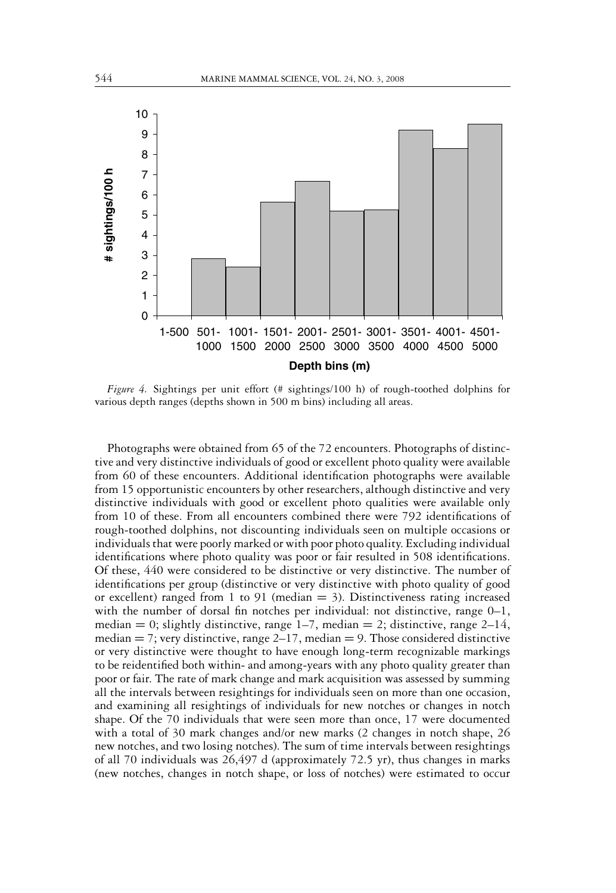*Figure 4.* Sightings per unit effort (# sightings/100 h) of rough-toothed dolphins for various depth ranges (depths shown in 500 m bins) including all areas.

Photographs were obtained from 65 of the 72 encounters. Photographs of distinctive and very distinctive individuals of good or excellent photo quality were available from 60 of these encounters. Additional identification photographs were available from 15 opportunistic encounters by other researchers, although distinctive and very distinctive individuals with good or excellent photo qualities were available only from 10 of these. From all encounters combined there were 792 identifications of rough-toothed dolphins, not discounting individuals seen on multiple occasions or individuals that were poorly marked or with poor photo quality. Excluding individual identifications where photo quality was poor or fair resulted in 508 identifications. Of these, 440 were considered to be distinctive or very distinctive. The number of identifications per group (distinctive or very distinctive with photo quality of good or excellent) ranged from 1 to 91 (median = 3). Distinctiveness rating increased with the number of dorsal fin notches per individual: not distinctive, range 0–1, median = 0; slightly distinctive, range 1–7, median = 2; distinctive, range 2–14, median = 7; very distinctive, range 2–17, median = 9. Those considered distinctive or very distinctive were thought to have enough long-term recognizable markings to be reidentified both within- and among-years with any photo quality greater than poor or fair. The rate of mark change and mark acquisition was assessed by summing all the intervals between resightings for individuals seen on more than one occasion, and examining all resightings of individuals for new notches or changes in notch shape. Of the 70 individuals that were seen more than once, 17 were documented with a total of 30 mark changes and/or new marks (2 changes in notch shape, 26 new notches, and two losing notches). The sum of time intervals between resightings of all 70 individuals was 26,497 d (approximately 72.5 yr), thus changes in marks (new notches, changes in notch shape, or loss of notches) were estimated to occur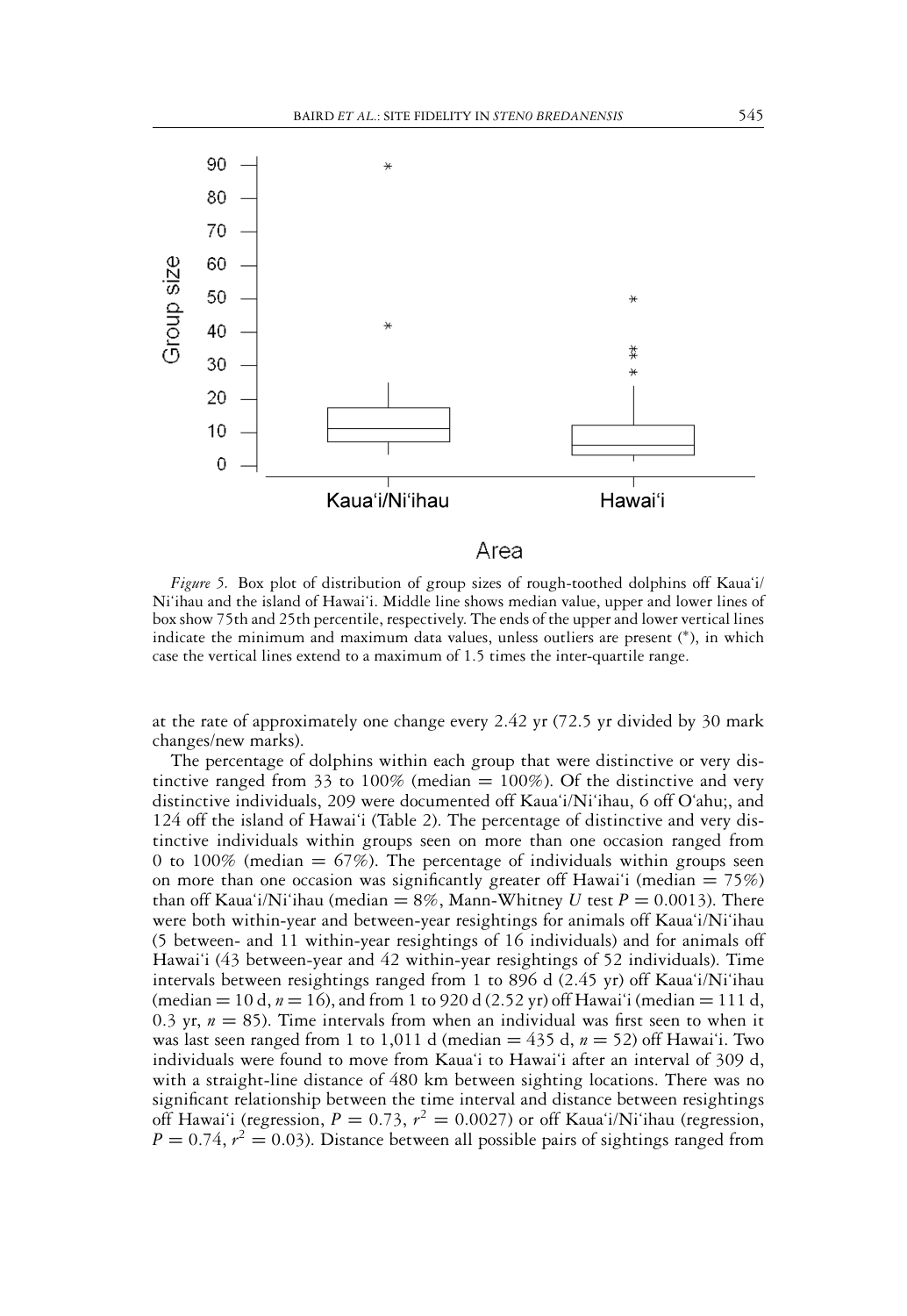*Figure 5.* Box plot of distribution of group sizes of rough-toothed dolphins off Kaua'i/Ni'ihau and the island of Hawai'i. Middle line shows median value, upper and lower lines of box show 75th and 25th percentile, respectively. The ends of the upper and lower vertical lines indicate the minimum and maximum data values, unless outliers are present (*), in which case the vertical lines extend to a maximum of 1.5 times the inter-quartile range.

at the rate of approximately one change every 2.42 yr (72.5 yr divided by 30 mark changes/new marks).

The percentage of dolphins within each group that were distinctive or very distinctive ranged from 33 to 100% (median = 100%). Of the distinctive and very distinctive individuals, 209 were documented off Kaua'i/Ni'ihau, 6 off O'ahu;, and 124 off the island of Hawai'i (Table 2). The percentage of distinctive and very distinctive individuals within groups seen on more than one occasion ranged from 0 to 100% (median = 67%). The percentage of individuals within groups seen on more than one occasion was significantly greater off Hawai'i (median = 75%) than off Kaua'i/Ni'ihau (median = 8%, Mann-Whitney $U$ test $P = 0.0013$). There were both within-year and between-year resightings for animals off Kaua'i/Ni'ihau (5 between- and 11 within-year resightings of 16 individuals) and for animals off Hawai'i (43 between-year and 42 within-year resightings of 52 individuals). Time intervals between resightings ranged from 1 to 896 d (2.45 yr) off Kaua'i/Ni'ihau (median = 10 d, $n = 16$), and from 1 to 920 d (2.52 yr) off Hawai'i (median = 111 d, 0.3 yr, $n = 85$). Time intervals from when an individual was first seen to when it was last seen ranged from 1 to 1,011 d (median = 435 d, $n = 52$) off Hawai'i. Two individuals were found to move from Kaua'i to Hawai'i after an interval of 309 d, with a straight-line distance of 480 km between sighting locations. There was no significant relationship between the time interval and distance between resightings off Hawai'i (regression, $P = 0.73$, $r^2 = 0.0027$) or off Kaua'i/Ni'ihau (regression, $P = 0.74$, $r^2 = 0.03$). Distance between all possible pairs of sightings ranged from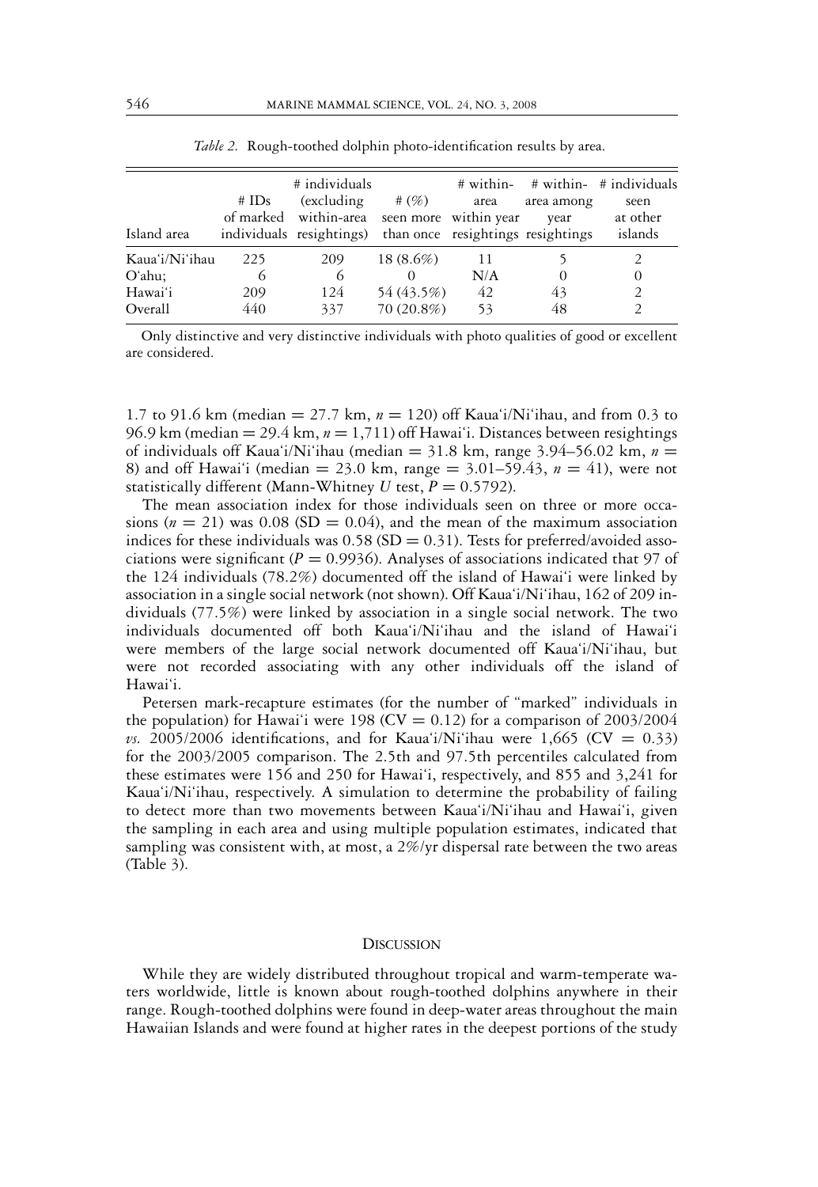*Table 2.* Rough-toothed dolphin photo-identification results by area.

| Island area | # IDs of marked individuals | # individuals (excluding within-area resightings) | # (%) seen more than once | # within-area within year resightings | # within-area among year resightings | # individuals seen at other islands |
|---|---|---|---|---|---|---|
| Kaua'i/Ni'ihau | 225 | 209 | 18 (8.6%) | 11 | 5 | 2 |
| O'ahu; | 6 | 6 | 0 | N/A | 0 | 0 |
| Hawai'i | 209 | 124 | 54 (43.5%) | 42 | 43 | 2 |
| Overall | 440 | 337 | 70 (20.8%) | 53 | 48 | 2 |

Only distinctive and very distinctive individuals with photo qualities of good or excellent are considered.

1.7 to 91.6 km (median = 27.7 km, $n = 120$) off Kaua'i/Ni'ihau, and from 0.3 to 96.9 km (median = 29.4 km, $n = 1{,}711$) off Hawai'i. Distances between resightings of individuals off Kaua'i/Ni'ihau (median = 31.8 km, range 3.94–56.02 km, $n = 8$) and off Hawai'i (median = 23.0 km, range = 3.01–59.43, $n = 41$), were not statistically different (Mann-Whitney $U$ test, $P = 0.5792$).

The mean association index for those individuals seen on three or more occasions ($n = 21$) was 0.08 (SD = 0.04), and the mean of the maximum association indices for these individuals was 0.58 (SD = 0.31). Tests for preferred/avoided associations were significant ($P = 0.9936$). Analyses of associations indicated that 97 of the 124 individuals (78.2%) documented off the island of Hawai'i were linked by association in a single social network (not shown). Off Kaua'i/Ni'ihau, 162 of 209 individuals (77.5%) were linked by association in a single social network. The two individuals documented off both Kaua'i/Ni'ihau and the island of Hawai'i were members of the large social network documented off Kaua'i/Ni'ihau, but were not recorded associating with any other individuals off the island of Hawai'i.

Petersen mark-recapture estimates (for the number of "marked" individuals in the population) for Hawai'i were 198 (CV = 0.12) for a comparison of 2003/2004 *vs.* 2005/2006 identifications, and for Kaua'i/Ni'ihau were 1,665 (CV = 0.33) for the 2003/2005 comparison. The 2.5th and 97.5th percentiles calculated from these estimates were 156 and 250 for Hawai'i, respectively, and 855 and 3,241 for Kaua'i/Ni'ihau, respectively. A simulation to determine the probability of failing to detect more than two movements between Kaua'i/Ni'ihau and Hawai'i, given the sampling in each area and using multiple population estimates, indicated that sampling was consistent with, at most, a 2%/yr dispersal rate between the two areas (Table 3).

## Discussion

While they are widely distributed throughout tropical and warm-temperate waters worldwide, little is known about rough-toothed dolphins anywhere in their range. Rough-toothed dolphins were found in deep-water areas throughout the main Hawaiian Islands and were found at higher rates in the deepest portions of the study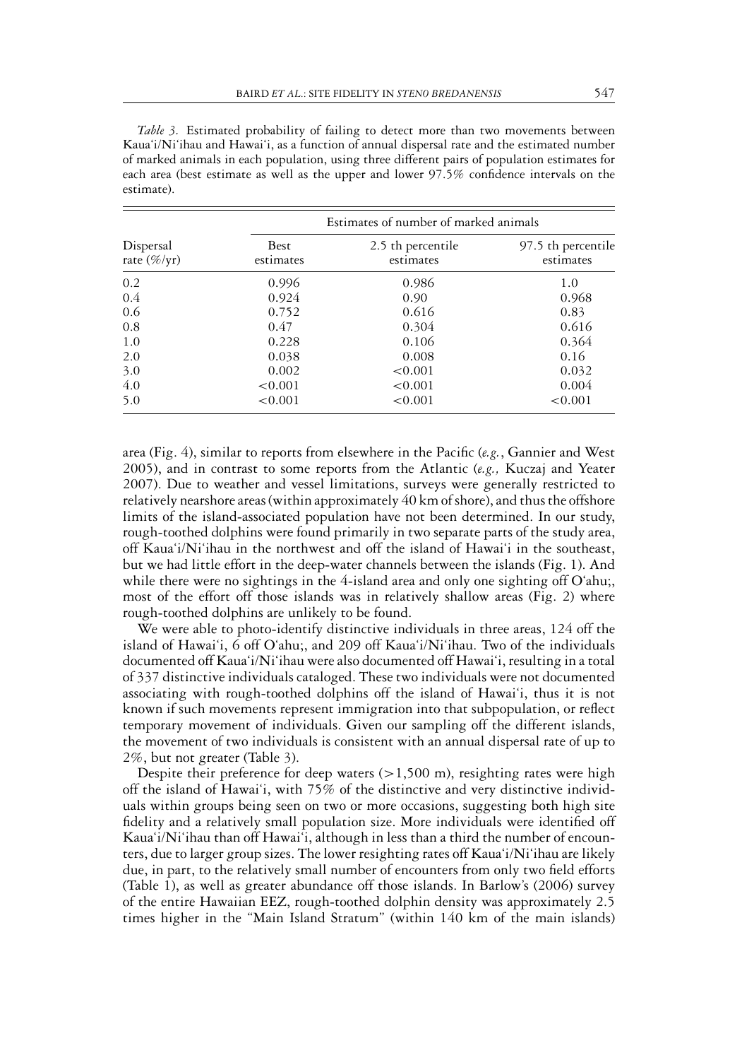*Table 3.* Estimated probability of failing to detect more than two movements between Kaua'i/Ni'ihau and Hawai'i, as a function of annual dispersal rate and the estimated number of marked animals in each population, using three different pairs of population estimates for each area (best estimate as well as the upper and lower 97.5% confidence intervals on the estimate).

| Dispersal rate (%/yr) | Estimates of number of marked animals | | |
|---|---|---|---|
| | Best estimates | 2.5 th percentile estimates | 97.5 th percentile estimates |
| 0.2 | 0.996 | 0.986 | 1.0 |
| 0.4 | 0.924 | 0.90 | 0.968 |
| 0.6 | 0.752 | 0.616 | 0.83 |
| 0.8 | 0.47 | 0.304 | 0.616 |
| 1.0 | 0.228 | 0.106 | 0.364 |
| 2.0 | 0.038 | 0.008 | 0.16 |
| 3.0 | 0.002 | <0.001 | 0.032 |
| 4.0 | <0.001 | <0.001 | 0.004 |
| 5.0 | <0.001 | <0.001 | <0.001 |

area (Fig. 4), similar to reports from elsewhere in the Pacific (*e.g.*, Gannier and West 2005), and in contrast to some reports from the Atlantic (*e.g.,* Kuczaj and Yeater 2007). Due to weather and vessel limitations, surveys were generally restricted to relatively nearshore areas (within approximately 40 km of shore), and thus the offshore limits of the island-associated population have not been determined. In our study, rough-toothed dolphins were found primarily in two separate parts of the study area, off Kaua'i/Ni'ihau in the northwest and off the island of Hawai'i in the southeast, but we had little effort in the deep-water channels between the islands (Fig. 1). And while there were no sightings in the 4-island area and only one sighting off O'ahu;, most of the effort off those islands was in relatively shallow areas (Fig. 2) where rough-toothed dolphins are unlikely to be found.

We were able to photo-identify distinctive individuals in three areas, 124 off the island of Hawai'i, 6 off O'ahu;, and 209 off Kaua'i/Ni'ihau. Two of the individuals documented off Kaua'i/Ni'ihau were also documented off Hawai'i, resulting in a total of 337 distinctive individuals cataloged. These two individuals were not documented associating with rough-toothed dolphins off the island of Hawai'i, thus it is not known if such movements represent immigration into that subpopulation, or reflect temporary movement of individuals. Given our sampling off the different islands, the movement of two individuals is consistent with an annual dispersal rate of up to 2%, but not greater (Table 3).

Despite their preference for deep waters (>1,500 m), resighting rates were high off the island of Hawai'i, with 75% of the distinctive and very distinctive individuals within groups being seen on two or more occasions, suggesting both high site fidelity and a relatively small population size. More individuals were identified off Kaua'i/Ni'ihau than off Hawai'i, although in less than a third the number of encounters, due to larger group sizes. The lower resighting rates off Kaua'i/Ni'ihau are likely due, in part, to the relatively small number of encounters from only two field efforts (Table 1), as well as greater abundance off those islands. In Barlow's (2006) survey of the entire Hawaiian EEZ, rough-toothed dolphin density was approximately 2.5 times higher in the "Main Island Stratum" (within 140 km of the main islands)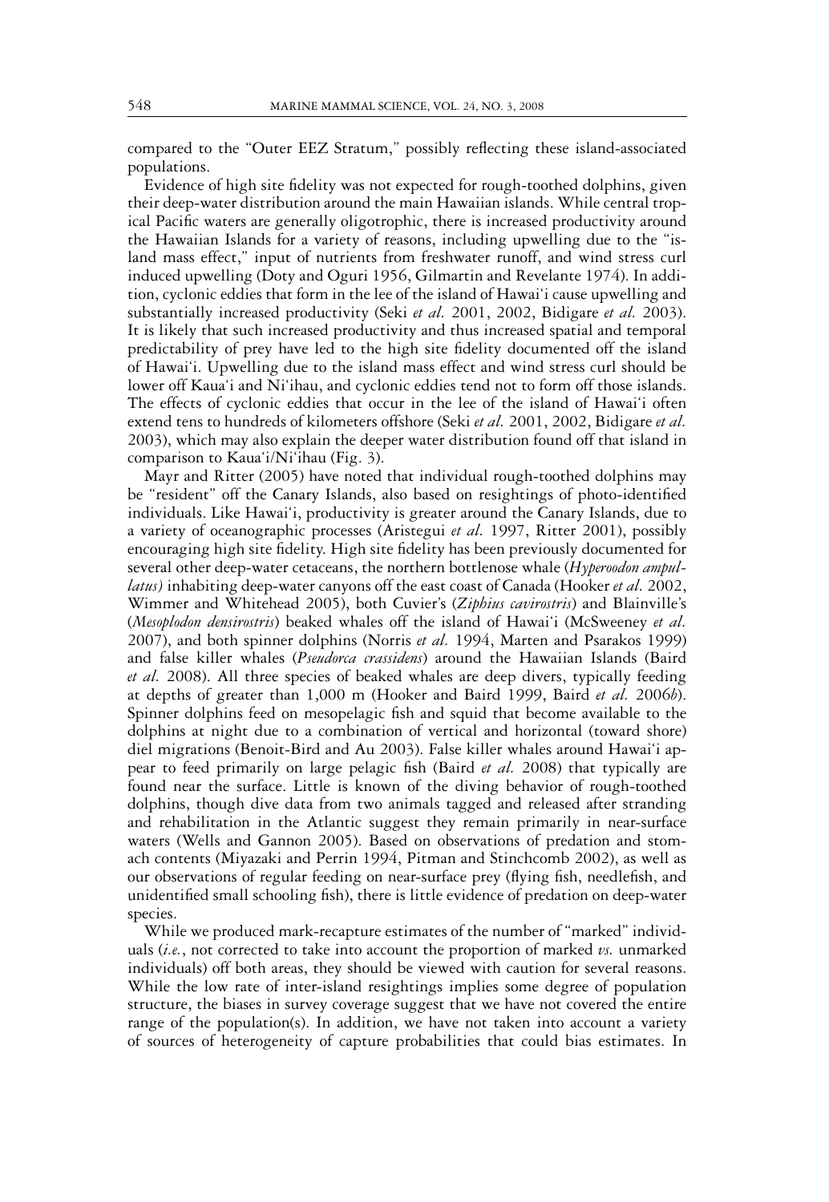compared to the "Outer EEZ Stratum," possibly reflecting these island-associated populations.

Evidence of high site fidelity was not expected for rough-toothed dolphins, given their deep-water distribution around the main Hawaiian islands. While central tropical Pacific waters are generally oligotrophic, there is increased productivity around the Hawaiian Islands for a variety of reasons, including upwelling due to the "island mass effect," input of nutrients from freshwater runoff, and wind stress curl induced upwelling (Doty and Oguri 1956, Gilmartin and Revelante 1974). In addition, cyclonic eddies that form in the lee of the island of Hawai'i cause upwelling and substantially increased productivity (Seki *et al.* 2001, 2002, Bidigare *et al.* 2003). It is likely that such increased productivity and thus increased spatial and temporal predictability of prey have led to the high site fidelity documented off the island of Hawai'i. Upwelling due to the island mass effect and wind stress curl should be lower off Kaua'i and Ni'ihau, and cyclonic eddies tend not to form off those islands. The effects of cyclonic eddies that occur in the lee of the island of Hawai'i often extend tens to hundreds of kilometers offshore (Seki *et al.* 2001, 2002, Bidigare *et al.* 2003), which may also explain the deeper water distribution found off that island in comparison to Kaua'i/Ni'ihau (Fig. 3).

Mayr and Ritter (2005) have noted that individual rough-toothed dolphins may be "resident" off the Canary Islands, also based on resightings of photo-identified individuals. Like Hawai'i, productivity is greater around the Canary Islands, due to a variety of oceanographic processes (Aristegui *et al.* 1997, Ritter 2001), possibly encouraging high site fidelity. High site fidelity has been previously documented for several other deep-water cetaceans, the northern bottlenose whale (*Hyperoodon ampullatus)* inhabiting deep-water canyons off the east coast of Canada (Hooker *et al.* 2002, Wimmer and Whitehead 2005), both Cuvier's (*Ziphius cavirostris*) and Blainville's (*Mesoplodon densirostris*) beaked whales off the island of Hawai'i (McSweeney *et al.* 2007), and both spinner dolphins (Norris *et al.* 1994, Marten and Psarakos 1999) and false killer whales (*Pseudorca crassidens*) around the Hawaiian Islands (Baird *et al.* 2008). All three species of beaked whales are deep divers, typically feeding at depths of greater than 1,000 m (Hooker and Baird 1999, Baird *et al.* 2006*b*). Spinner dolphins feed on mesopelagic fish and squid that become available to the dolphins at night due to a combination of vertical and horizontal (toward shore) diel migrations (Benoit-Bird and Au 2003). False killer whales around Hawai'i appear to feed primarily on large pelagic fish (Baird *et al.* 2008) that typically are found near the surface. Little is known of the diving behavior of rough-toothed dolphins, though dive data from two animals tagged and released after stranding and rehabilitation in the Atlantic suggest they remain primarily in near-surface waters (Wells and Gannon 2005). Based on observations of predation and stomach contents (Miyazaki and Perrin 1994, Pitman and Stinchcomb 2002), as well as our observations of regular feeding on near-surface prey (flying fish, needlefish, and unidentified small schooling fish), there is little evidence of predation on deep-water species.

While we produced mark-recapture estimates of the number of "marked" individuals (*i.e.*, not corrected to take into account the proportion of marked *vs.* unmarked individuals) off both areas, they should be viewed with caution for several reasons. While the low rate of inter-island resightings implies some degree of population structure, the biases in survey coverage suggest that we have not covered the entire range of the population(s). In addition, we have not taken into account a variety of sources of heterogeneity of capture probabilities that could bias estimates. In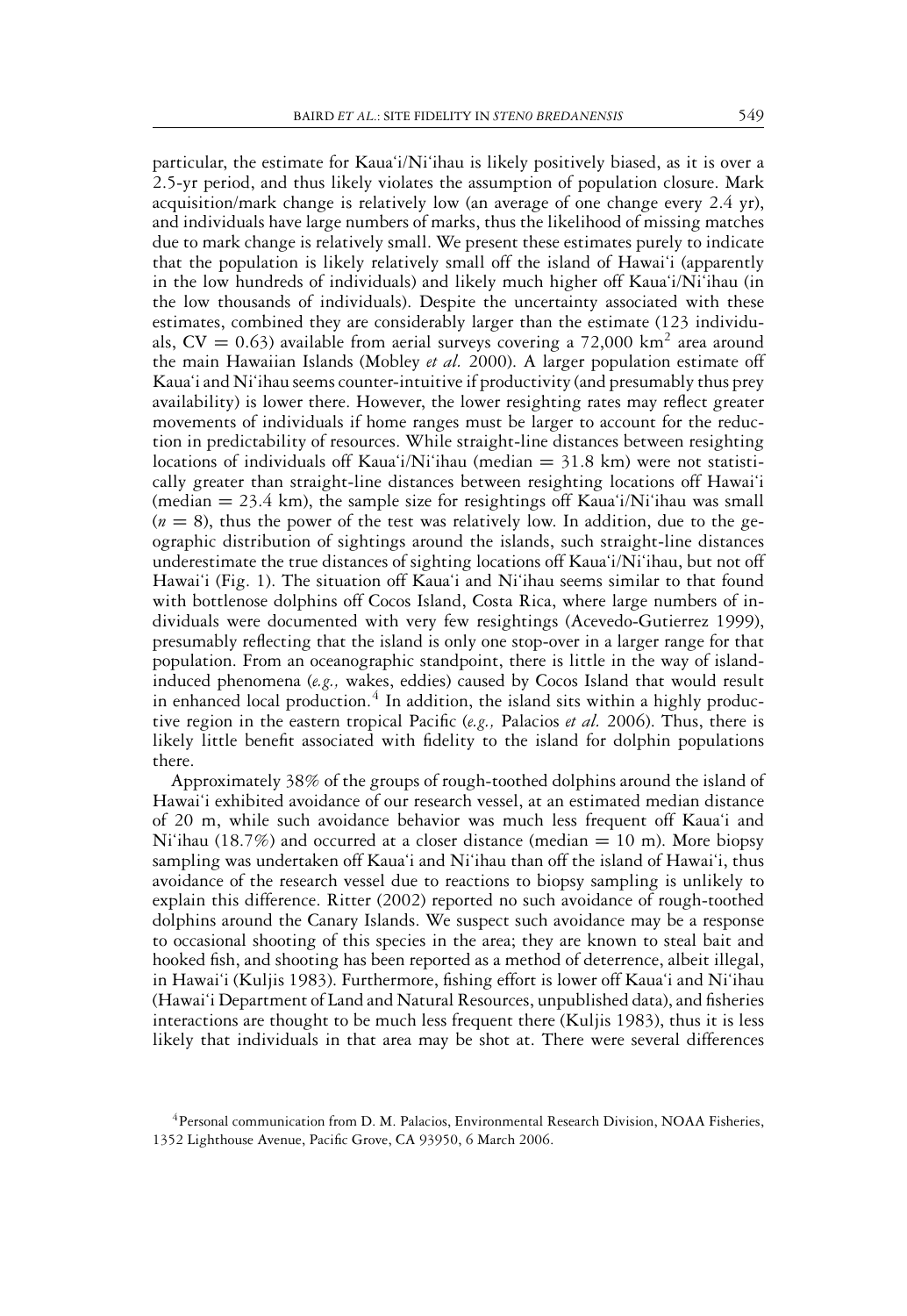particular, the estimate for Kaua'i/Ni'ihau is likely positively biased, as it is over a 2.5-yr period, and thus likely violates the assumption of population closure. Mark acquisition/mark change is relatively low (an average of one change every 2.4 yr), and individuals have large numbers of marks, thus the likelihood of missing matches due to mark change is relatively small. We present these estimates purely to indicate that the population is likely relatively small off the island of Hawai'i (apparently in the low hundreds of individuals) and likely much higher off Kaua'i/Ni'ihau (in the low thousands of individuals). Despite the uncertainty associated with these estimates, combined they are considerably larger than the estimate (123 individuals, CV = 0.63) available from aerial surveys covering a 72,000 $km^2$ area around the main Hawaiian Islands (Mobley *et al.* 2000). A larger population estimate off Kaua'i and Ni'ihau seems counter-intuitive if productivity (and presumably thus prey availability) is lower there. However, the lower resighting rates may reflect greater movements of individuals if home ranges must be larger to account for the reduction in predictability of resources. While straight-line distances between resighting locations of individuals off Kaua'i/Ni'ihau (median = 31.8 km) were not statistically greater than straight-line distances between resighting locations off Hawai'i (median = 23.4 km), the sample size for resightings off Kaua'i/Ni'ihau was small ($n = 8$), thus the power of the test was relatively low. In addition, due to the geographic distribution of sightings around the islands, such straight-line distances underestimate the true distances of sighting locations off Kaua'i/Ni'ihau, but not off Hawai'i (Fig. 1). The situation off Kaua'i and Ni'ihau seems similar to that found with bottlenose dolphins off Cocos Island, Costa Rica, where large numbers of individuals were documented with very few resightings (Acevedo-Gutierrez 1999), presumably reflecting that the island is only one stop-over in a larger range for that population. From an oceanographic standpoint, there is little in the way of island-induced phenomena (*e.g.,* wakes, eddies) caused by Cocos Island that would result in enhanced local production.[4] In addition, the island sits within a highly productive region in the eastern tropical Pacific (*e.g.,* Palacios *et al.* 2006). Thus, there is likely little benefit associated with fidelity to the island for dolphin populations there.

Approximately 38% of the groups of rough-toothed dolphins around the island of Hawai'i exhibited avoidance of our research vessel, at an estimated median distance of 20 m, while such avoidance behavior was much less frequent off Kaua'i and Ni'ihau (18.7%) and occurred at a closer distance (median = 10 m). More biopsy sampling was undertaken off Kaua'i and Ni'ihau than off the island of Hawai'i, thus avoidance of the research vessel due to reactions to biopsy sampling is unlikely to explain this difference. Ritter (2002) reported no such avoidance of rough-toothed dolphins around the Canary Islands. We suspect such avoidance may be a response to occasional shooting of this species in the area; they are known to steal bait and hooked fish, and shooting has been reported as a method of deterrence, albeit illegal, in Hawai'i (Kuljis 1983). Furthermore, fishing effort is lower off Kaua'i and Ni'ihau (Hawai'i Department of Land and Natural Resources, unpublished data), and fisheries interactions are thought to be much less frequent there (Kuljis 1983), thus it is less likely that individuals in that area may be shot at. There were several differences

[4]Personal communication from D. M. Palacios, Environmental Research Division, NOAA Fisheries, 1352 Lighthouse Avenue, Pacific Grove, CA 93950, 6 March 2006.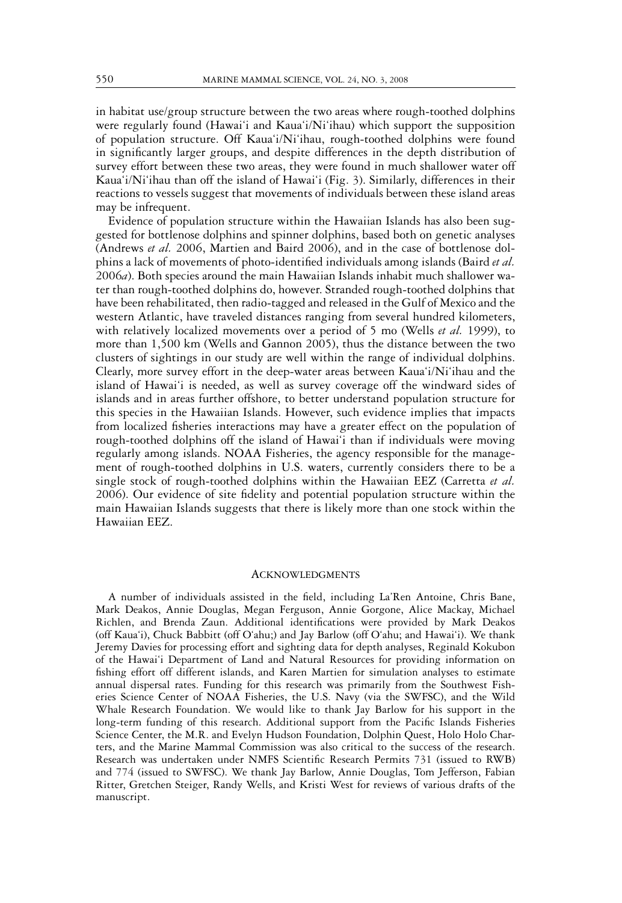in habitat use/group structure between the two areas where rough-toothed dolphins were regularly found (Hawai'i and Kaua'i/Ni'ihau) which support the supposition of population structure. Off Kaua'i/Ni'ihau, rough-toothed dolphins were found in significantly larger groups, and despite differences in the depth distribution of survey effort between these two areas, they were found in much shallower water off Kaua'i/Ni'ihau than off the island of Hawai'i (Fig. 3). Similarly, differences in their reactions to vessels suggest that movements of individuals between these island areas may be infrequent.

Evidence of population structure within the Hawaiian Islands has also been suggested for bottlenose dolphins and spinner dolphins, based both on genetic analyses (Andrews *et al.* 2006, Martien and Baird 2006), and in the case of bottlenose dolphins a lack of movements of photo-identified individuals among islands (Baird *et al.* 2006*a*). Both species around the main Hawaiian Islands inhabit much shallower water than rough-toothed dolphins do, however. Stranded rough-toothed dolphins that have been rehabilitated, then radio-tagged and released in the Gulf of Mexico and the western Atlantic, have traveled distances ranging from several hundred kilometers, with relatively localized movements over a period of 5 mo (Wells *et al.* 1999), to more than 1,500 km (Wells and Gannon 2005), thus the distance between the two clusters of sightings in our study are well within the range of individual dolphins. Clearly, more survey effort in the deep-water areas between Kaua'i/Ni'ihau and the island of Hawai'i is needed, as well as survey coverage off the windward sides of islands and in areas further offshore, to better understand population structure for this species in the Hawaiian Islands. However, such evidence implies that impacts from localized fisheries interactions may have a greater effect on the population of rough-toothed dolphins off the island of Hawai'i than if individuals were moving regularly among islands. NOAA Fisheries, the agency responsible for the management of rough-toothed dolphins in U.S. waters, currently considers there to be a single stock of rough-toothed dolphins within the Hawaiian EEZ (Carretta *et al.* 2006). Our evidence of site fidelity and potential population structure within the main Hawaiian Islands suggests that there is likely more than one stock within the Hawaiian EEZ.

## Acknowledgments

A number of individuals assisted in the field, including La'Ren Antoine, Chris Bane, Mark Deakos, Annie Douglas, Megan Ferguson, Annie Gorgone, Alice Mackay, Michael Richlen, and Brenda Zaun. Additional identifications were provided by Mark Deakos (off Kaua'i), Chuck Babbitt (off O'ahu;) and Jay Barlow (off O'ahu; and Hawai'i). We thank Jeremy Davies for processing effort and sighting data for depth analyses, Reginald Kokubon of the Hawai'i Department of Land and Natural Resources for providing information on fishing effort off different islands, and Karen Martien for simulation analyses to estimate annual dispersal rates. Funding for this research was primarily from the Southwest Fisheries Science Center of NOAA Fisheries, the U.S. Navy (via the SWFSC), and the Wild Whale Research Foundation. We would like to thank Jay Barlow for his support in the long-term funding of this research. Additional support from the Pacific Islands Fisheries Science Center, the M.R. and Evelyn Hudson Foundation, Dolphin Quest, Holo Holo Charters, and the Marine Mammal Commission was also critical to the success of the research. Research was undertaken under NMFS Scientific Research Permits 731 (issued to RWB) and 774 (issued to SWFSC). We thank Jay Barlow, Annie Douglas, Tom Jefferson, Fabian Ritter, Gretchen Steiger, Randy Wells, and Kristi West for reviews of various drafts of the manuscript.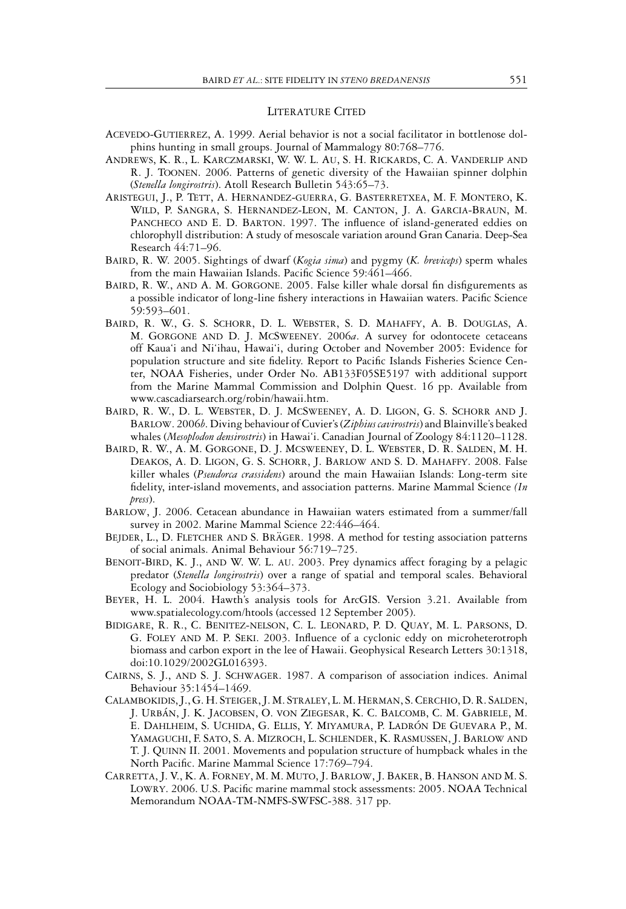## Literature Cited

Acevedo-Gutierrez, A. 1999. Aerial behavior is not a social facilitator in bottlenose dolphins hunting in small groups. Journal of Mammalogy 80:768–776.

Andrews, K. R., L. Karczmarski, W. W. L. Au, S. H. Rickards, C. A. Vanderlip and R. J. Toonen. 2006. Patterns of genetic diversity of the Hawaiian spinner dolphin (*Stenella longirostris*). Atoll Research Bulletin 543:65–73.

Aristegui, J., P. Tett, A. Hernandez-guerra, G. Basterretxea, M. F. Montero, K. Wild, P. Sangra, S. Hernandez-Leon, M. Canton, J. A. Garcia-Braun, M. Pancheco and E. D. Barton. 1997. The influence of island-generated eddies on chlorophyll distribution: A study of mesoscale variation around Gran Canaria. Deep-Sea Research 44:71–96.

Baird, R. W. 2005. Sightings of dwarf (*Kogia sima*) and pygmy (*K. breviceps*) sperm whales from the main Hawaiian Islands. Pacific Science 59:461–466.

Baird, R. W., and A. M. Gorgone. 2005. False killer whale dorsal fin disfigurements as a possible indicator of long-line fishery interactions in Hawaiian waters. Pacific Science 59:593–601.

Baird, R. W., G. S. Schorr, D. L. Webster, S. D. Mahaffy, A. B. Douglas, A. M. Gorgone and D. J. McSweeney. 2006*a*. A survey for odontocete cetaceans off Kaua'i and Ni'ihau, Hawai'i, during October and November 2005: Evidence for population structure and site fidelity. Report to Pacific Islands Fisheries Science Center, NOAA Fisheries, under Order No. AB133F05SE5197 with additional support from the Marine Mammal Commission and Dolphin Quest. 16 pp. Available from www.cascadiarsearch.org/robin/hawaii.htm.

Baird, R. W., D. L. Webster, D. J. McSweeney, A. D. Ligon, G. S. Schorr and J. Barlow. 2006*b*. Diving behaviour of Cuvier's (*Ziphius cavirostris*) and Blainville's beaked whales (*Mesoplodon densirostris*) in Hawai'i. Canadian Journal of Zoology 84:1120–1128.

Baird, R. W., A. M. Gorgone, D. J. McSweeney, D. L. Webster, D. R. Salden, M. H. Deakos, A. D. Ligon, G. S. Schorr, J. Barlow and S. D. Mahaffy. 2008. False killer whales (*Pseudorca crassidens*) around the main Hawaiian Islands: Long-term site fidelity, inter-island movements, and association patterns. Marine Mammal Science *(In press)*.

Barlow, J. 2006. Cetacean abundance in Hawaiian waters estimated from a summer/fall survey in 2002. Marine Mammal Science 22:446–464.

Bejder, L., D. Fletcher and S. Bräger. 1998. A method for testing association patterns of social animals. Animal Behaviour 56:719–725.

Benoit-Bird, K. J., and W. W. L. Au. 2003. Prey dynamics affect foraging by a pelagic predator (*Stenella longirostris*) over a range of spatial and temporal scales. Behavioral Ecology and Sociobiology 53:364–373.

Beyer, H. L. 2004. Hawth's analysis tools for ArcGIS. Version 3.21. Available from www.spatialecology.com/htools (accessed 12 September 2005).

Bidigare, R. R., C. Benitez-nelson, C. L. Leonard, P. D. Quay, M. L. Parsons, D. G. Foley and M. P. Seki. 2003. Influence of a cyclonic eddy on microheterotroph biomass and carbon export in the lee of Hawaii. Geophysical Research Letters 30:1318, doi:10.1029/2002GL016393.

Cairns, S. J., and S. J. Schwager. 1987. A comparison of association indices. Animal Behaviour 35:1454–1469.

Calambokidis, J., G. H. Steiger, J. M. Straley, L. M. Herman, S. Cerchio, D. R. Salden, J. Urbán, J. K. Jacobsen, O. von Ziegesar, K. C. Balcomb, C. M. Gabriele, M. E. Dahlheim, S. Uchida, G. Ellis, Y. Miyamura, P. Ladrón De Guevara P., M. Yamaguchi, F. Sato, S. A. Mizroch, L. Schlender, K. Rasmussen, J. Barlow and T. J. Quinn II. 2001. Movements and population structure of humpback whales in the North Pacific. Marine Mammal Science 17:769–794.

Carretta, J. V., K. A. Forney, M. M. Muto, J. Barlow, J. Baker, B. Hanson and M. S. Lowry. 2006. U.S. Pacific marine mammal stock assessments: 2005. NOAA Technical Memorandum NOAA-TM-NMFS-SWFSC-388. 317 pp.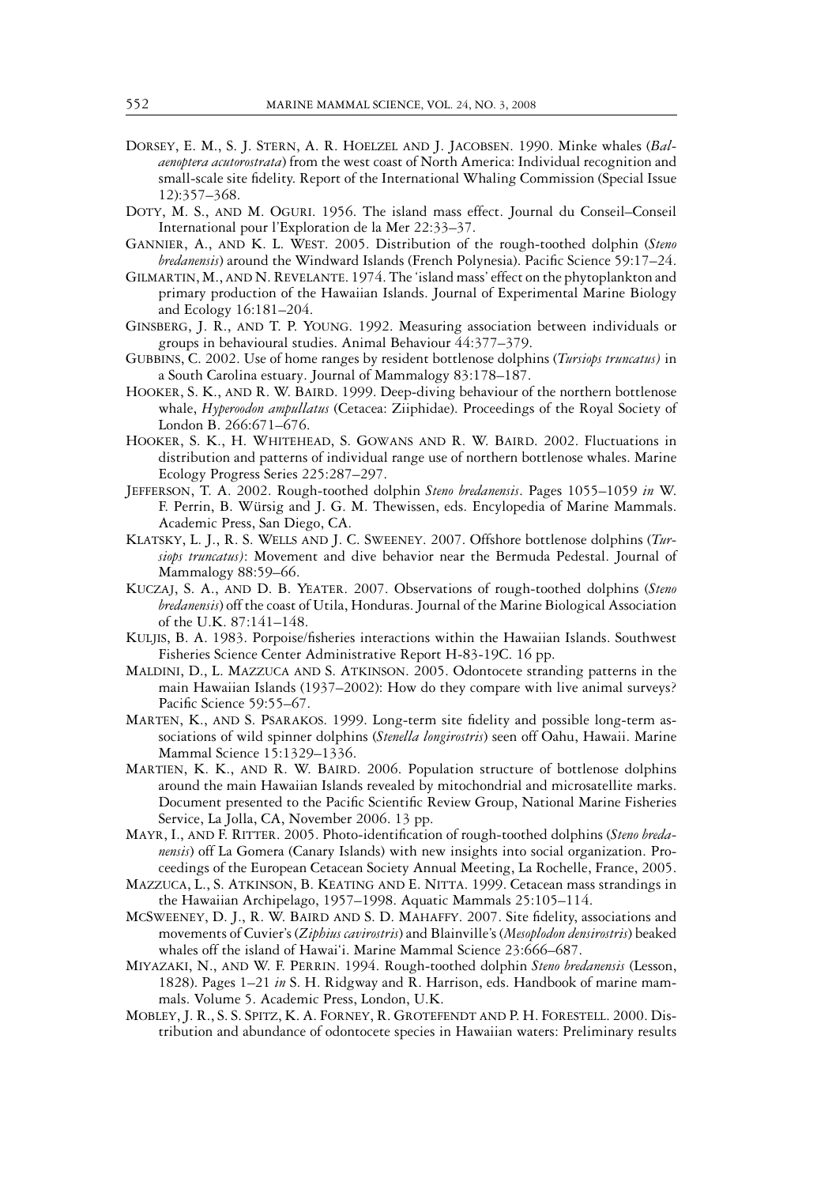Dorsey, E. M., S. J. Stern, A. R. Hoelzel and J. Jacobsen. 1990. Minke whales (*Balaenoptera acutorostrata*) from the west coast of North America: Individual recognition and small-scale site fidelity. Report of the International Whaling Commission (Special Issue 12):357–368.

Doty, M. S., and M. Oguri. 1956. The island mass effect. Journal du Conseil–Conseil International pour l'Exploration de la Mer 22:33–37.

Gannier, A., and K. L. West. 2005. Distribution of the rough-toothed dolphin (*Steno bredanensis*) around the Windward Islands (French Polynesia). Pacific Science 59:17–24.

Gilmartin, M., and N. Revelante. 1974. The 'island mass' effect on the phytoplankton and primary production of the Hawaiian Islands. Journal of Experimental Marine Biology and Ecology 16:181–204.

Ginsberg, J. R., and T. P. Young. 1992. Measuring association between individuals or groups in behavioural studies. Animal Behaviour 44:377–379.

Gubbins, C. 2002. Use of home ranges by resident bottlenose dolphins (*Tursiops truncatus)* in a South Carolina estuary. Journal of Mammalogy 83:178–187.

Hooker, S. K., and R. W. Baird. 1999. Deep-diving behaviour of the northern bottlenose whale, *Hyperoodon ampullatus* (Cetacea: Ziiphidae). Proceedings of the Royal Society of London B. 266:671–676.

Hooker, S. K., H. Whitehead, S. Gowans and R. W. Baird. 2002. Fluctuations in distribution and patterns of individual range use of northern bottlenose whales. Marine Ecology Progress Series 225:287–297.

Jefferson, T. A. 2002. Rough-toothed dolphin *Steno bredanensis*. Pages 1055–1059 *in* W. F. Perrin, B. Würsig and J. G. M. Thewissen, eds. Encylopedia of Marine Mammals. Academic Press, San Diego, CA.

Klatsky, L. J., R. S. Wells and J. C. Sweeney. 2007. Offshore bottlenose dolphins (*Tursiops truncatus)*: Movement and dive behavior near the Bermuda Pedestal. Journal of Mammalogy 88:59–66.

Kuczaj, S. A., and D. B. Yeater. 2007. Observations of rough-toothed dolphins (*Steno bredanensis*) off the coast of Utila, Honduras. Journal of the Marine Biological Association of the U.K. 87:141–148.

Kuljis, B. A. 1983. Porpoise/fisheries interactions within the Hawaiian Islands. Southwest Fisheries Science Center Administrative Report H-83-19C. 16 pp.

Maldini, D., L. Mazzuca and S. Atkinson. 2005. Odontocete stranding patterns in the main Hawaiian Islands (1937–2002): How do they compare with live animal surveys? Pacific Science 59:55–67.

Marten, K., and S. Psarakos. 1999. Long-term site fidelity and possible long-term associations of wild spinner dolphins (*Stenella longirostris*) seen off Oahu, Hawaii. Marine Mammal Science 15:1329–1336.

Martien, K. K., and R. W. Baird. 2006. Population structure of bottlenose dolphins around the main Hawaiian Islands revealed by mitochondrial and microsatellite marks. Document presented to the Pacific Scientific Review Group, National Marine Fisheries Service, La Jolla, CA, November 2006. 13 pp.

Mayr, I., and F. Ritter. 2005. Photo-identification of rough-toothed dolphins (*Steno bredanensis*) off La Gomera (Canary Islands) with new insights into social organization. Proceedings of the European Cetacean Society Annual Meeting, La Rochelle, France, 2005.

Mazzuca, L., S. Atkinson, B. Keating and E. Nitta. 1999. Cetacean mass strandings in the Hawaiian Archipelago, 1957–1998. Aquatic Mammals 25:105–114.

McSweeney, D. J., R. W. Baird and S. D. Mahaffy. 2007. Site fidelity, associations and movements of Cuvier's (*Ziphius cavirostris*) and Blainville's (*Mesoplodon densirostris*) beaked whales off the island of Hawai'i. Marine Mammal Science 23:666–687.

Miyazaki, N., and W. F. Perrin. 1994. Rough-toothed dolphin *Steno bredanensis* (Lesson, 1828). Pages 1–21 *in* S. H. Ridgway and R. Harrison, eds. Handbook of marine mammals. Volume 5. Academic Press, London, U.K.

Mobley, J. R., S. S. Spitz, K. A. Forney, R. Grotefendt and P. H. Forestell. 2000. Distribution and abundance of odontocete species in Hawaiian waters: Preliminary results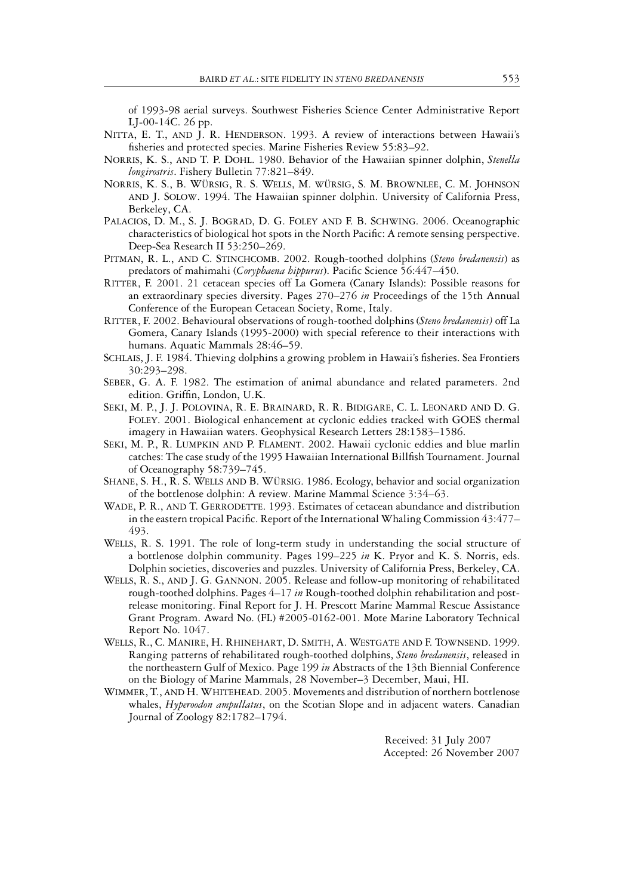of 1993-98 aerial surveys. Southwest Fisheries Science Center Administrative Report LJ-00-14C. 26 pp.

NITTA, E. T., AND J. R. HENDERSON. 1993. A review of interactions between Hawaii's fisheries and protected species. Marine Fisheries Review 55:83–92.

NORRIS, K. S., AND T. P. DOHL. 1980. Behavior of the Hawaiian spinner dolphin, *Stenella longirostris*. Fishery Bulletin 77:821–849.

NORRIS, K. S., B. WÜRSIG, R. S. WELLS, M. WÜRSIG, S. M. BROWNLEE, C. M. JOHNSON AND J. SOLOW. 1994. The Hawaiian spinner dolphin. University of California Press, Berkeley, CA.

PALACIOS, D. M., S. J. BOGRAD, D. G. FOLEY AND F. B. SCHWING. 2006. Oceanographic characteristics of biological hot spots in the North Pacific: A remote sensing perspective. Deep-Sea Research II 53:250–269.

PITMAN, R. L., AND C. STINCHCOMB. 2002. Rough-toothed dolphins (*Steno bredanensis*) as predators of mahimahi (*Coryphaena hippurus*). Pacific Science 56:447–450.

RITTER, F. 2001. 21 cetacean species off La Gomera (Canary Islands): Possible reasons for an extraordinary species diversity. Pages 270–276 *in* Proceedings of the 15th Annual Conference of the European Cetacean Society, Rome, Italy.

RITTER, F. 2002. Behavioural observations of rough-toothed dolphins (*Steno bredanensis)* off La Gomera, Canary Islands (1995-2000) with special reference to their interactions with humans. Aquatic Mammals 28:46–59.

SCHLAIS, J. F. 1984. Thieving dolphins a growing problem in Hawaii's fisheries. Sea Frontiers 30:293–298.

SEBER, G. A. F. 1982. The estimation of animal abundance and related parameters. 2nd edition. Griffin, London, U.K.

SEKI, M. P., J. J. POLOVINA, R. E. BRAINARD, R. R. BIDIGARE, C. L. LEONARD AND D. G. FOLEY. 2001. Biological enhancement at cyclonic eddies tracked with GOES thermal imagery in Hawaiian waters. Geophysical Research Letters 28:1583–1586.

SEKI, M. P., R. LUMPKIN AND P. FLAMENT. 2002. Hawaii cyclonic eddies and blue marlin catches: The case study of the 1995 Hawaiian International Billfish Tournament. Journal of Oceanography 58:739–745.

SHANE, S. H., R. S. WELLS AND B. WÜRSIG. 1986. Ecology, behavior and social organization of the bottlenose dolphin: A review. Marine Mammal Science 3:34–63.

WADE, P. R., AND T. GERRODETTE. 1993. Estimates of cetacean abundance and distribution in the eastern tropical Pacific. Report of the International Whaling Commission 43:477–493.

WELLS, R. S. 1991. The role of long-term study in understanding the social structure of a bottlenose dolphin community. Pages 199–225 *in* K. Pryor and K. S. Norris, eds. Dolphin societies, discoveries and puzzles. University of California Press, Berkeley, CA.

WELLS, R. S., AND J. G. GANNON. 2005. Release and follow-up monitoring of rehabilitated rough-toothed dolphins. Pages 4–17 *in* Rough-toothed dolphin rehabilitation and post-release monitoring. Final Report for J. H. Prescott Marine Mammal Rescue Assistance Grant Program. Award No. (FL) #2005-0162-001. Mote Marine Laboratory Technical Report No. 1047.

WELLS, R., C. MANIRE, H. RHINEHART, D. SMITH, A. WESTGATE AND F. TOWNSEND. 1999. Ranging patterns of rehabilitated rough-toothed dolphins, *Steno bredanensis*, released in the northeastern Gulf of Mexico. Page 199 *in* Abstracts of the 13th Biennial Conference on the Biology of Marine Mammals, 28 November–3 December, Maui, HI.

WIMMER, T., AND H. WHITEHEAD. 2005. Movements and distribution of northern bottlenose whales, *Hyperoodon ampullatus*, on the Scotian Slope and in adjacent waters. Canadian Journal of Zoology 82:1782–1794.

Received: 31 July 2007
Accepted: 26 November 2007